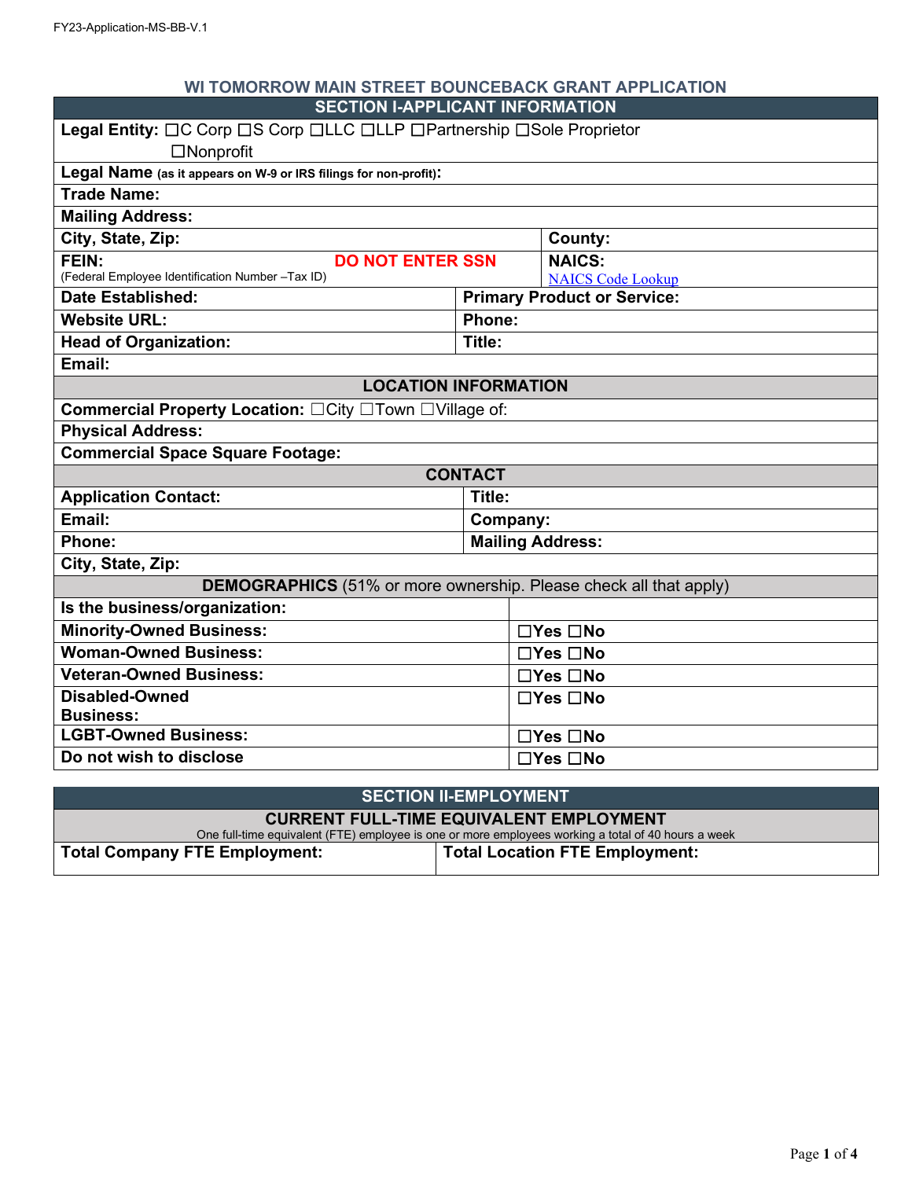FY23-Application-MS-BB-V.1

# WI TOMORROW MAIN STREET BOUNCEBACK GRANT APPLICATION

## SECTION I-APPLICANT INFORMATION

| | |
|---|---|
| **Legal Entity:** ☐C Corp ☐S Corp ☐LLC ☐LLP ☐Partnership ☐Sole Proprietor ☐Nonprofit | |
| **Legal Name** (as it appears on W-9 or IRS filings for non-profit): | |
| **Trade Name:** | |
| **Mailing Address:** | |
| **City, State, Zip:** | **County:** |
| **FEIN:** (Federal Employee Identification Number –Tax ID) **DO NOT ENTER SSN** | **NAICS:** NAICS Code Lookup |
| **Date Established:** | **Primary Product or Service:** |
| **Website URL:** | **Phone:** |
| **Head of Organization:** | **Title:** |
| **Email:** | |

### LOCATION INFORMATION

| |
|---|
| **Commercial Property Location:** ☐City ☐Town ☐Village of: |
| **Physical Address:** |
| **Commercial Space Square Footage:** |

### CONTACT

| | |
|---|---|
| **Application Contact:** | **Title:** |
| **Email:** | **Company:** |
| **Phone:** | **Mailing Address:** |
| **City, State, Zip:** | |

### DEMOGRAPHICS (51% or more ownership. Please check all that apply)

| **Is the business/organization:** | |
|---|---|
| **Minority-Owned Business:** | ☐Yes ☐No |
| **Woman-Owned Business:** | ☐Yes ☐No |
| **Veteran-Owned Business:** | ☐Yes ☐No |
| **Disabled-Owned Business:** | ☐Yes ☐No |
| **LGBT-Owned Business:** | ☐Yes ☐No |
| **Do not wish to disclose** | ☐Yes ☐No |

## SECTION II-EMPLOYMENT

### CURRENT FULL-TIME EQUIVALENT EMPLOYMENT

One full-time equivalent (FTE) employee is one or more employees working a total of 40 hours a week

| **Total Company FTE Employment:** | **Total Location FTE Employment:** |
|---|---|
| | |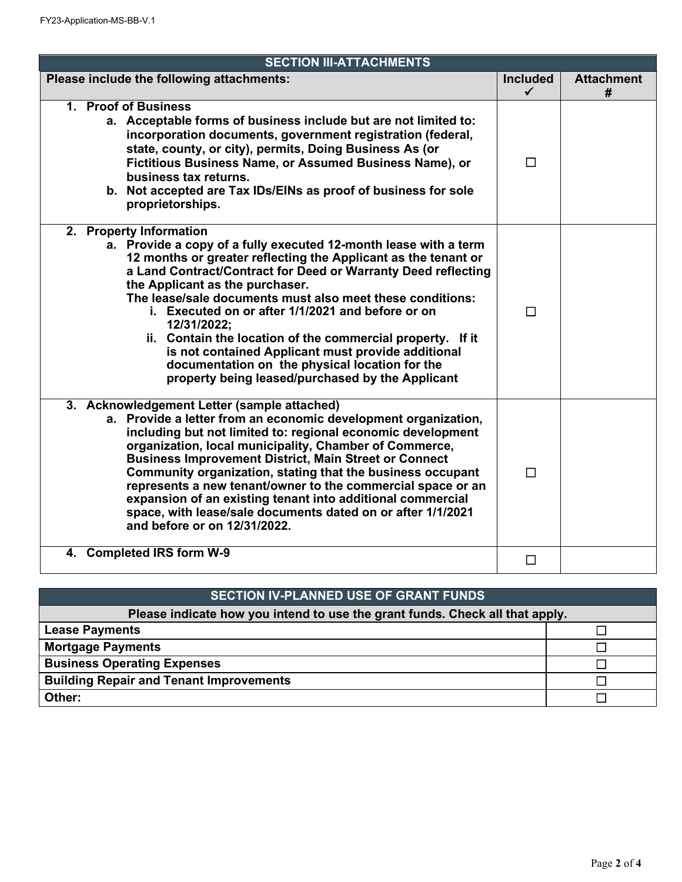| SECTION III-ATTACHMENTS | | |
|---|---|---|
| **Please include the following attachments:** | **Included ✓** | **Attachment #** |
| **1. Proof of Business**<br>**a. Acceptable forms of business include but are not limited to: incorporation documents, government registration (federal, state, county, or city), permits, Doing Business As (or Fictitious Business Name, or Assumed Business Name), or business tax returns.**<br>**b. Not accepted are Tax IDs/EINs as proof of business for sole proprietorships.** | ☐ | |
| **2. Property Information**<br>**a. Provide a copy of a fully executed 12-month lease with a term 12 months or greater reflecting the Applicant as the tenant or a Land Contract/Contract for Deed or Warranty Deed reflecting the purchaser.**<br>**The lease/sale documents must also meet these conditions:**<br>**i. Executed on or after 1/1/2021 and before or on 12/31/2022;**<br>**ii. Contain the location of the commercial property. If it is not contained Applicant must provide additional documentation on the physical location for the property being leased/purchased by the Applicant** | ☐ | |
| **3. Acknowledgement Letter (sample attached)**<br>**a. Provide a letter from an economic development organization, including but not limited to: regional economic development organization, local municipality, Chamber of Commerce, Business Improvement District, Main Street or Connect Community organization, stating that the business occupant represents a new tenant/owner to the commercial space or an expansion of an existing tenant into additional commercial space, with lease/sale documents dated on or after 1/1/2021 and before or on 12/31/2022.** | ☐ | |
| **4. Completed IRS form W-9** | ☐ | |

| SECTION IV-PLANNED USE OF GRANT FUNDS | |
|---|---|
| **Please indicate how you intend to use the grant funds. Check all that apply.** | |
| **Lease Payments** | ☐ |
| **Mortgage Payments** | ☐ |
| **Business Operating Expenses** | ☐ |
| **Building Repair and Tenant Improvements** | ☐ |
| **Other:** | ☐ |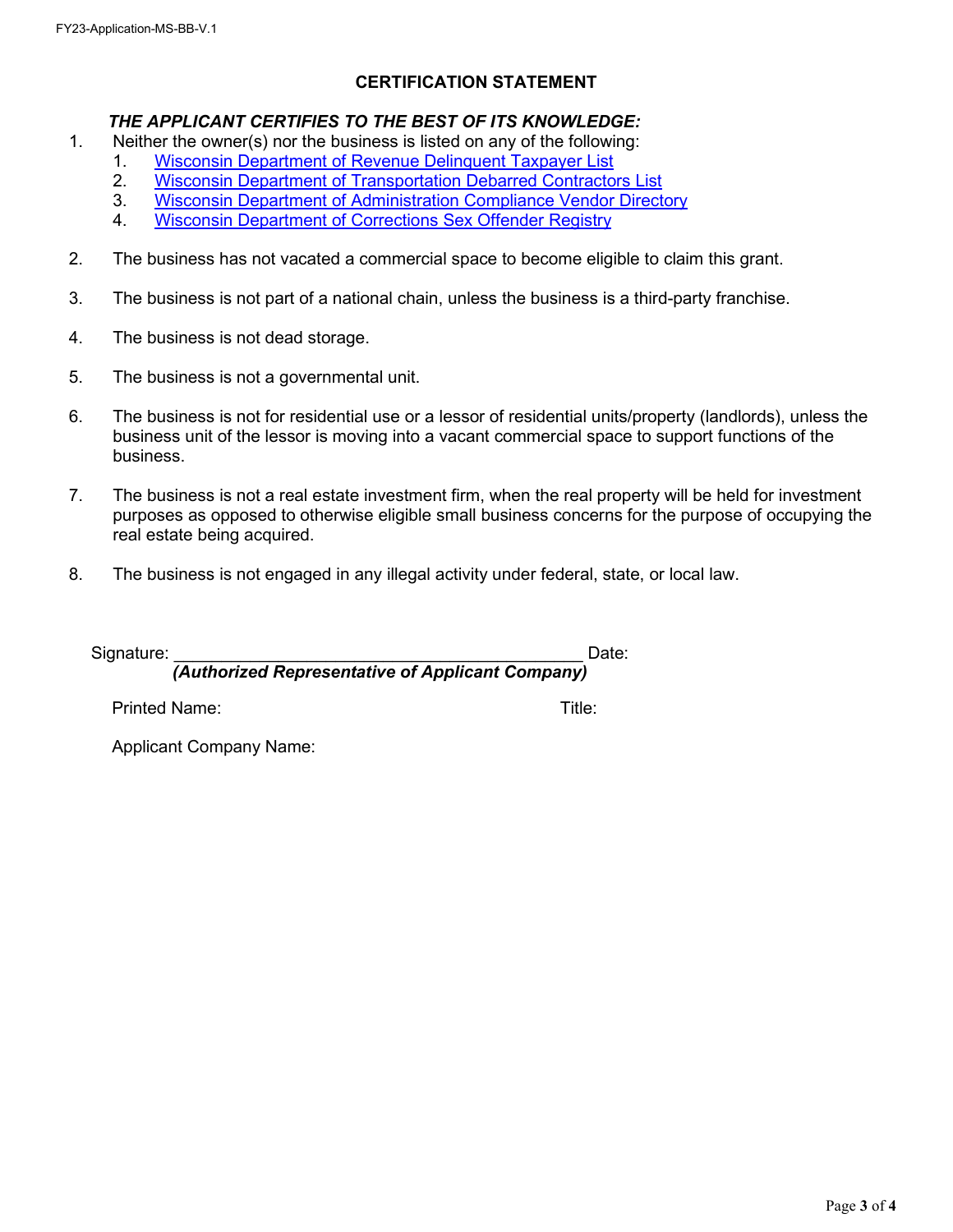## CERTIFICATION STATEMENT

***THE APPLICANT CERTIFIES TO THE BEST OF ITS KNOWLEDGE:***

1. Neither the owner(s) nor the business is listed on any of the following:
    1. Wisconsin Department of Revenue Delinquent Taxpayer List
    2. Wisconsin Department of Transportation Debarred Contractors List
    3. Wisconsin Department of Administration Compliance Vendor Directory
    4. Wisconsin Department of Corrections Sex Offender Registry

2. The business has not vacated a commercial space to become eligible to claim this grant.

3. The business is not part of a national chain, unless the business is a third-party franchise.

4. The business is not dead storage.

5. The business is not a governmental unit.

6. The business is not for residential use or a lessor of residential units/property (landlords), unless the business unit of the lessor is moving into a vacant commercial space to support functions of the business.

7. The business is not a real estate investment firm, when the real property will be held for investment purposes as opposed to otherwise eligible small business concerns for the purpose of occupying the real estate being acquired.

8. The business is not engaged in any illegal activity under federal, state, or local law.

Signature: ____________________________________________ Date:

***(Authorized Representative of Applicant Company)***

Printed Name: Title:

Applicant Company Name: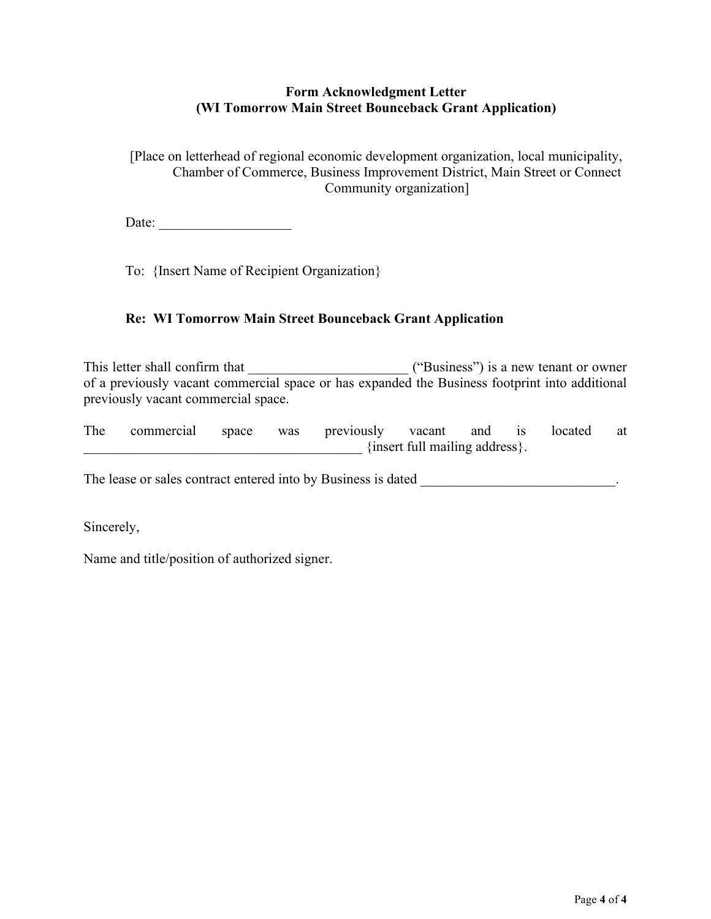**Form Acknowledgment Letter**
**(WI Tomorrow Main Street Bounceback Grant Application)**

[Place on letterhead of regional economic development organization, local municipality, Chamber of Commerce, Business Improvement District, Main Street or Connect Community organization]

Date: ___________________

To: {Insert Name of Recipient Organization}

**Re: WI Tomorrow Main Street Bounceback Grant Application**

This letter shall confirm that _______________________ ("Business") is a new tenant or owner of a previously vacant commercial space or has expanded the Business footprint into additional previously vacant commercial space.

The commercial space was previously vacant and is located at ________________________________________ {insert full mailing address}.

The lease or sales contract entered into by Business is dated ____________________________.

Sincerely,

Name and title/position of authorized signer.